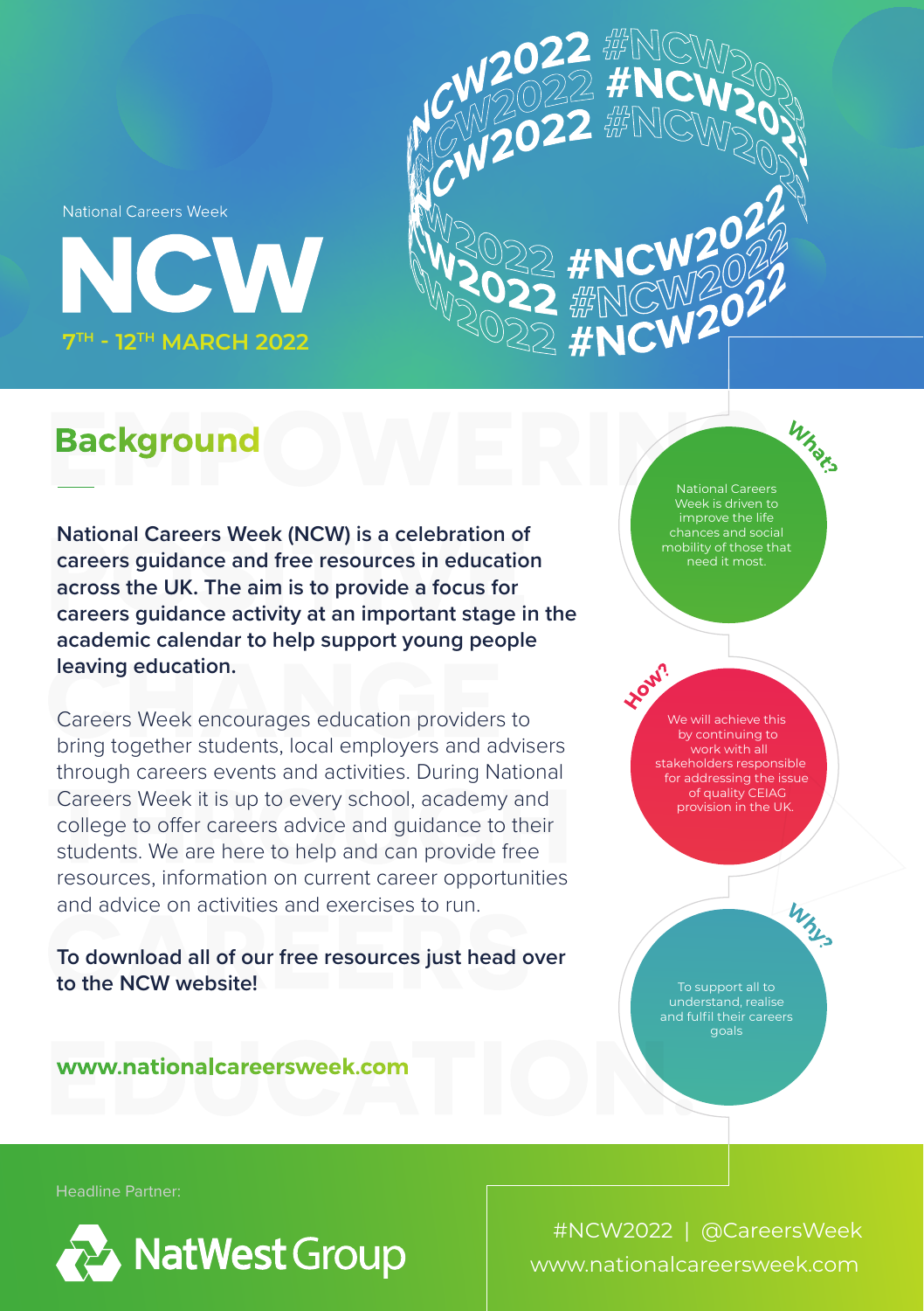National Careers Week

# NCW

7TH - 12TH MARCH 2022

#NCW2022

## Background

**National Careers Week (NCW) is a celebration of careers guidance and free resources in education across the UK. The aim is to provide a focus for careers guidance activity at an important stage in the academic calendar to help support young people leaving education.**

Careers Week encourages education providers to bring together students, local employers and advisers through careers events and activities. During National Careers Week it is up to every school, academy and college to offer careers advice and guidance to their students. We are here to help and can provide free resources, information on current career opportunities and advice on activities and exercises to run.

**To download all of our free resources just head over to the NCW website!**

**www.nationalcareersweek.com**

**What?**

National Careers Week is driven to improve the life chances and social mobility of those that need it most.

**How?**

We will achieve this by continuing to work with all stakeholders responsible for addressing the issue of quality CEIAG provision in the UK.

**Why?**

To support all to understand, realise and fulfil their careers goals

Headline Partner:

NatWest Group

#NCW2022 | @CareersWeek
www.nationalcareersweek.com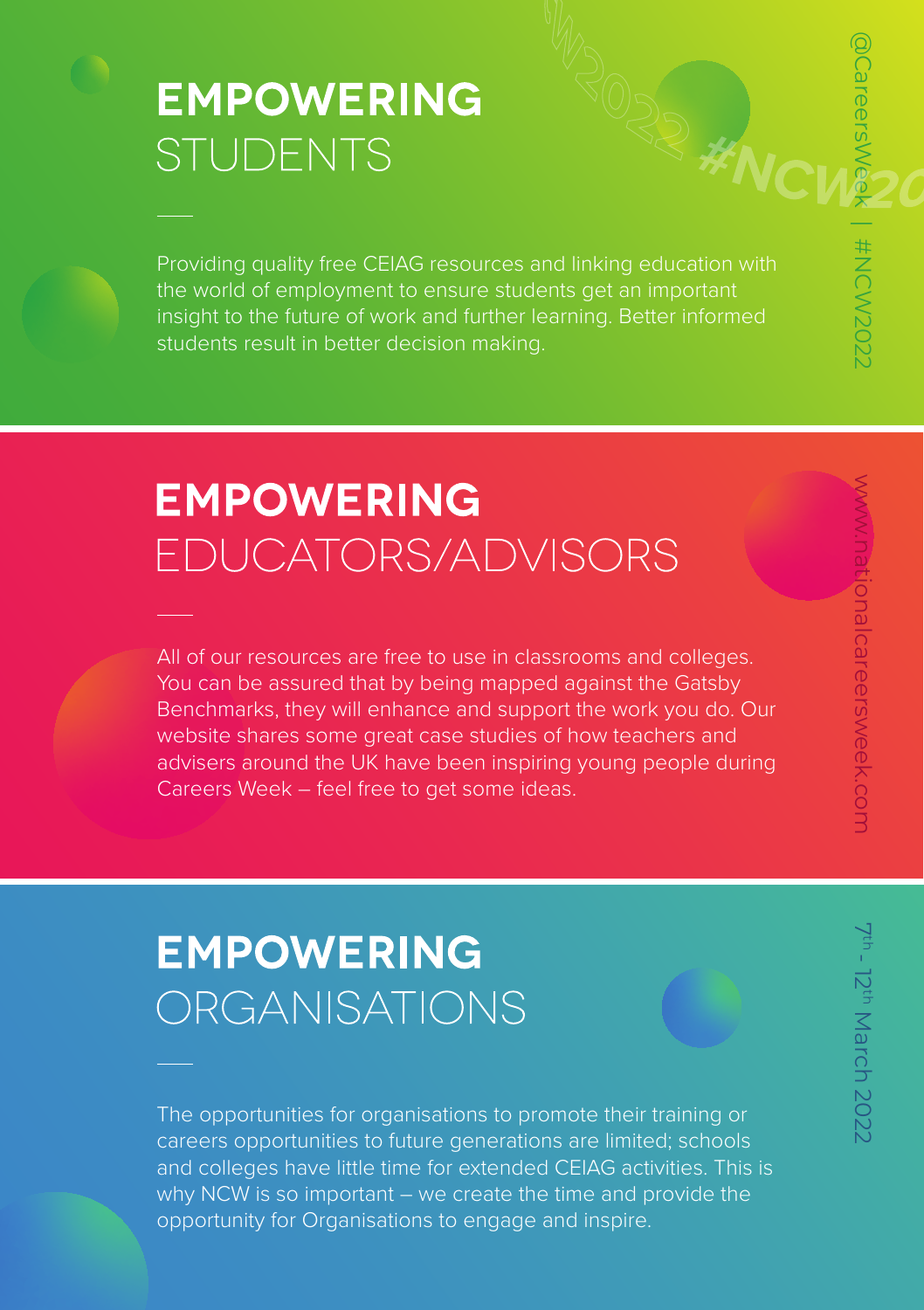## EMPOWERING STUDENTS

Providing quality free CEIAG resources and linking education with the world of employment to ensure students get an important insight to the future of work and further learning. Better informed students result in better decision making.

## EMPOWERING EDUCATORS/ADVISORS

All of our resources are free to use in classrooms and colleges. You can be assured that by being mapped against the Gatsby Benchmarks, they will enhance and support the work you do. Our website shares some great case studies of how teachers and advisers around the UK have been inspiring young people during Careers Week – feel free to get some ideas.

## EMPOWERING ORGANISATIONS

The opportunities for organisations to promote their training or careers opportunities to future generations are limited; schools and colleges have little time for extended CEIAG activities. This is why NCW is so important – we create the time and provide the opportunity for Organisations to engage and inspire.

@CareersWeek | #NCW2022

www.nationalcareersweek.com

7th - 12th March 2022